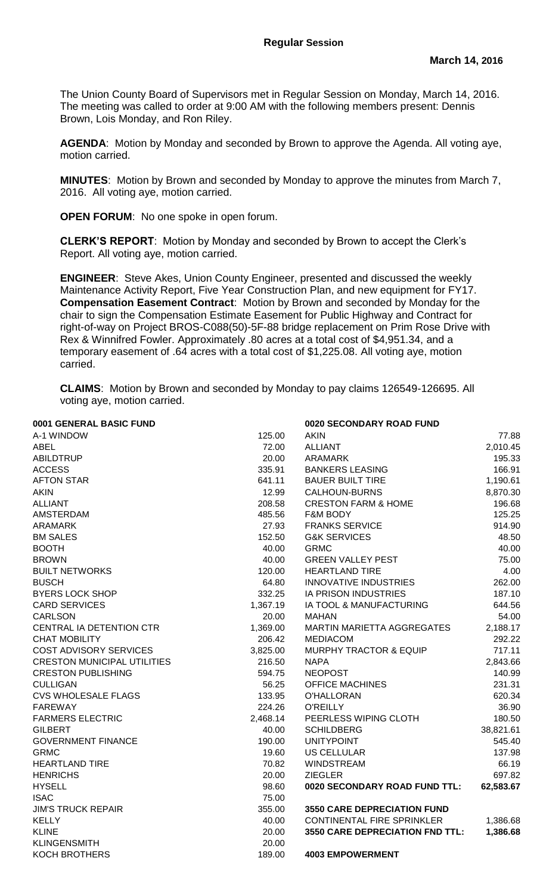## Regular Session

**March 14, 2016**

The Union County Board of Supervisors met in Regular Session on Monday, March 14, 2016. The meeting was called to order at 9:00 AM with the following members present: Dennis Brown, Lois Monday, and Ron Riley.

**AGENDA**: Motion by Monday and seconded by Brown to approve the Agenda. All voting aye, motion carried.

**MINUTES**: Motion by Brown and seconded by Monday to approve the minutes from March 7, 2016. All voting aye, motion carried.

**OPEN FORUM**: No one spoke in open forum.

**CLERK'S REPORT**: Motion by Monday and seconded by Brown to accept the Clerk's Report. All voting aye, motion carried.

**ENGINEER**: Steve Akes, Union County Engineer, presented and discussed the weekly Maintenance Activity Report, Five Year Construction Plan, and new equipment for FY17. **Compensation Easement Contract**: Motion by Brown and seconded by Monday for the chair to sign the Compensation Estimate Easement for Public Highway and Contract for right-of-way on Project BROS-C088(50)-5F-88 bridge replacement on Prim Rose Drive with Rex & Winnifred Fowler. Approximately .80 acres at a total cost of $4,951.34, and a temporary easement of .64 acres with a total cost of $1,225.08. All voting aye, motion carried.

**CLAIMS**: Motion by Brown and seconded by Monday to pay claims 126549-126695. All voting aye, motion carried.

| **0001 GENERAL BASIC FUND** | |
|---|---|
| A-1 WINDOW | 125.00 |
| ABEL | 72.00 |
| ABILDTRUP | 20.00 |
| ACCESS | 335.91 |
| AFTON STAR | 641.11 |
| AKIN | 12.99 |
| ALLIANT | 208.58 |
| AMSTERDAM | 485.56 |
| ARAMARK | 27.93 |
| BM SALES | 152.50 |
| BOOTH | 40.00 |
| BROWN | 40.00 |
| BUILT NETWORKS | 120.00 |
| BUSCH | 64.80 |
| BYERS LOCK SHOP | 332.25 |
| CARD SERVICES | 1,367.19 |
| CARLSON | 20.00 |
| CENTRAL IA DETENTION CTR | 1,369.00 |
| CHAT MOBILITY | 206.42 |
| COST ADVISORY SERVICES | 3,825.00 |
| CRESTON MUNICIPAL UTILITIES | 216.50 |
| CRESTON PUBLISHING | 594.75 |
| CULLIGAN | 56.25 |
| CVS WHOLESALE FLAGS | 133.95 |
| FAREWAY | 224.26 |
| FARMERS ELECTRIC | 2,468.14 |
| GILBERT | 40.00 |
| GOVERNMENT FINANCE | 190.00 |
| GRMC | 19.60 |
| HEARTLAND TIRE | 70.82 |
| HENRICHS | 20.00 |
| HYSELL | 98.60 |
| ISAC | 75.00 |
| JIM'S TRUCK REPAIR | 355.00 |
| KELLY | 40.00 |
| KLINE | 20.00 |
| KLINGENSMITH | 20.00 |
| KOCH BROTHERS | 189.00 |

| **0020 SECONDARY ROAD FUND** | |
|---|---|
| AKIN | 77.88 |
| ALLIANT | 2,010.45 |
| ARAMARK | 195.33 |
| BANKERS LEASING | 166.91 |
| BAUER BUILT TIRE | 1,190.61 |
| CALHOUN-BURNS | 8,870.30 |
| CRESTON FARM & HOME | 196.68 |
| F&M BODY | 125.25 |
| FRANKS SERVICE | 914.90 |
| G&K SERVICES | 48.50 |
| GRMC | 40.00 |
| GREEN VALLEY PEST | 75.00 |
| HEARTLAND TIRE | 4.00 |
| INNOVATIVE INDUSTRIES | 262.00 |
| IA PRISON INDUSTRIES | 187.10 |
| IA TOOL & MANUFACTURING | 644.56 |
| MAHAN | 54.00 |
| MARTIN MARIETTA AGGREGATES | 2,188.17 |
| MEDIACOM | 292.22 |
| MURPHY TRACTOR & EQUIP | 717.11 |
| NAPA | 2,843.66 |
| NEOPOST | 140.99 |
| OFFICE MACHINES | 231.31 |
| O'HALLORAN | 620.34 |
| O'REILLY | 36.90 |
| PEERLESS WIPING CLOTH | 180.50 |
| SCHILDBERG | 38,821.61 |
| UNITYPOINT | 545.40 |
| US CELLULAR | 137.98 |
| WINDSTREAM | 66.19 |
| ZIEGLER | 697.82 |
| **0020 SECONDARY ROAD FUND TTL:** | **62,583.67** |

| **3550 CARE DEPRECIATION FUND** | |
|---|---|
| CONTINENTAL FIRE SPRINKLER | 1,386.68 |
| **3550 CARE DEPRECIATION FND TTL:** | **1,386.68** |

**4003 EMPOWERMENT**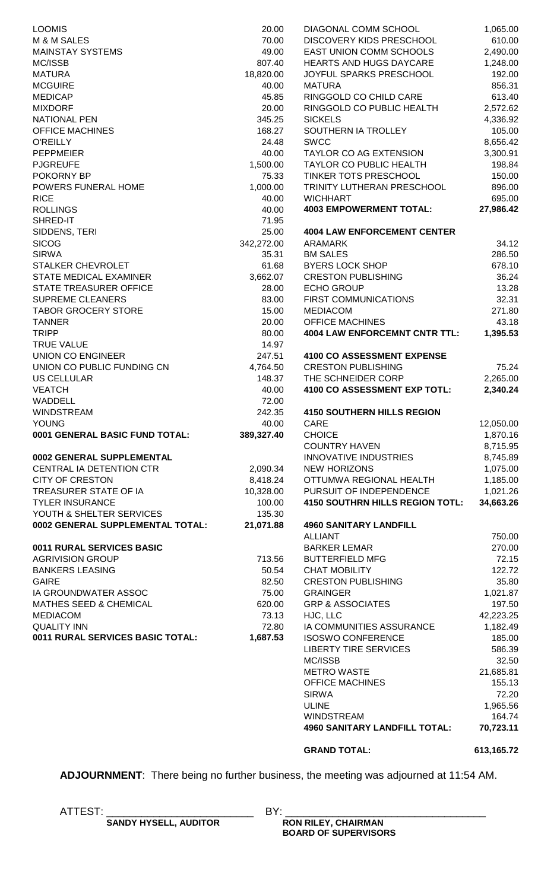| | |
|---|---|
| LOOMIS | 20.00 |
| M & M SALES | 70.00 |
| MAINSTAY SYSTEMS | 49.00 |
| MC/ISSB | 807.40 |
| MATURA | 18,820.00 |
| MCGUIRE | 40.00 |
| MEDICAP | 45.85 |
| MIXDORF | 20.00 |
| NATIONAL PEN | 345.25 |
| OFFICE MACHINES | 168.27 |
| O'REILLY | 24.48 |
| PEPPMEIER | 40.00 |
| PJGREUFE | 1,500.00 |
| POKORNY BP | 75.33 |
| POWERS FUNERAL HOME | 1,000.00 |
| RICE | 40.00 |
| ROLLINGS | 40.00 |
| SHRED-IT | 71.95 |
| SIDDENS, TERI | 25.00 |
| SICOG | 342,272.00 |
| SIRWA | 35.31 |
| STALKER CHEVROLET | 61.68 |
| STATE MEDICAL EXAMINER | 3,662.07 |
| STATE TREASURER OFFICE | 28.00 |
| SUPREME CLEANERS | 83.00 |
| TABOR GROCERY STORE | 15.00 |
| TANNER | 20.00 |
| TRIPP | 80.00 |
| TRUE VALUE | 14.97 |
| UNION CO ENGINEER | 247.51 |
| UNION CO PUBLIC FUNDING CN | 4,764.50 |
| US CELLULAR | 148.37 |
| VEATCH | 40.00 |
| WADDELL | 72.00 |
| WINDSTREAM | 242.35 |
| YOUNG | 40.00 |
| **0001 GENERAL BASIC FUND TOTAL:** | **389,327.40** |

**0002 GENERAL SUPPLEMENTAL**

| | |
|---|---|
| CENTRAL IA DETENTION CTR | 2,090.34 |
| CITY OF CRESTON | 8,418.24 |
| TREASURER STATE OF IA | 10,328.00 |
| TYLER INSURANCE | 100.00 |
| YOUTH & SHELTER SERVICES | 135.30 |
| **0002 GENERAL SUPPLEMENTAL TOTAL:** | **21,071.88** |

**0011 RURAL SERVICES BASIC**

| | |
|---|---|
| AGRIVISION GROUP | 713.56 |
| BANKERS LEASING | 50.54 |
| GAIRE | 82.50 |
| IA GROUNDWATER ASSOC | 75.00 |
| MATHES SEED & CHEMICAL | 620.00 |
| MEDIACOM | 73.13 |
| QUALITY INN | 72.80 |
| **0011 RURAL SERVICES BASIC TOTAL:** | **1,687.53** |

| | |
|---|---|
| DIAGONAL COMM SCHOOL | 1,065.00 |
| DISCOVERY KIDS PRESCHOOL | 610.00 |
| EAST UNION COMM SCHOOLS | 2,490.00 |
| HEARTS AND HUGS DAYCARE | 1,248.00 |
| JOYFUL SPARKS PRESCHOOL | 192.00 |
| MATURA | 856.31 |
| RINGGOLD CO CHILD CARE | 613.40 |
| RINGGOLD CO PUBLIC HEALTH | 2,572.62 |
| SICKELS | 4,336.92 |
| SOUTHERN IA TROLLEY | 105.00 |
| SWCC | 8,656.42 |
| TAYLOR CO AG EXTENSION | 3,300.91 |
| TAYLOR CO PUBLIC HEALTH | 198.84 |
| TINKER TOTS PRESCHOOL | 150.00 |
| TRINITY LUTHERAN PRESCHOOL | 896.00 |
| WICHHART | 695.00 |
| **4003 EMPOWERMENT TOTAL:** | **27,986.42** |

**4004 LAW ENFORCEMENT CENTER**

| | |
|---|---|
| ARAMARK | 34.12 |
| BM SALES | 286.50 |
| BYERS LOCK SHOP | 678.10 |
| CRESTON PUBLISHING | 36.24 |
| ECHO GROUP | 13.28 |
| FIRST COMMUNICATIONS | 32.31 |
| MEDIACOM | 271.80 |
| OFFICE MACHINES | 43.18 |
| **4004 LAW ENFORCEMNT CNTR TTL:** | **1,395.53** |

**4100 CO ASSESSMENT EXPENSE**

| | |
|---|---|
| CRESTON PUBLISHING | 75.24 |
| THE SCHNEIDER CORP | 2,265.00 |
| **4100 CO ASSESSMENT EXP TOTL:** | **2,340.24** |

**4150 SOUTHERN HILLS REGION**

| | |
|---|---|
| CARE | 12,050.00 |
| CHOICE | 1,870.16 |
| COUNTRY HAVEN | 8,715.95 |
| INNOVATIVE INDUSTRIES | 8,745.89 |
| NEW HORIZONS | 1,075.00 |
| OTTUMWA REGIONAL HEALTH | 1,185.00 |
| PURSUIT OF INDEPENDENCE | 1,021.26 |
| **4150 SOUTHRN HILLS REGION TOTL:** | **34,663.26** |

**4960 SANITARY LANDFILL**

| | |
|---|---|
| ALLIANT | 750.00 |
| BARKER LEMAR | 270.00 |
| BUTTERFIELD MFG | 72.15 |
| CHAT MOBILITY | 122.72 |
| CRESTON PUBLISHING | 35.80 |
| GRAINGER | 1,021.87 |
| GRP & ASSOCIATES | 197.50 |
| HJC, LLC | 42,223.25 |
| IA COMMUNITIES ASSURANCE | 1,182.49 |
| ISOSWO CONFERENCE | 185.00 |
| LIBERTY TIRE SERVICES | 586.39 |
| MC/ISSB | 32.50 |
| METRO WASTE | 21,685.81 |
| OFFICE MACHINES | 155.13 |
| SIRWA | 72.20 |
| ULINE | 1,965.56 |
| WINDSTREAM | 164.74 |
| **4960 SANITARY LANDFILL TOTAL:** | **70,723.11** |

**GRAND TOTAL: 613,165.72**

**ADJOURNMENT**: There being no further business, the meeting was adjourned at 11:54 AM.

ATTEST: ________________________ BY: ________________________________

**SANDY HYSELL, AUDITOR**

**RON RILEY, CHAIRMAN**
**BOARD OF SUPERVISORS**